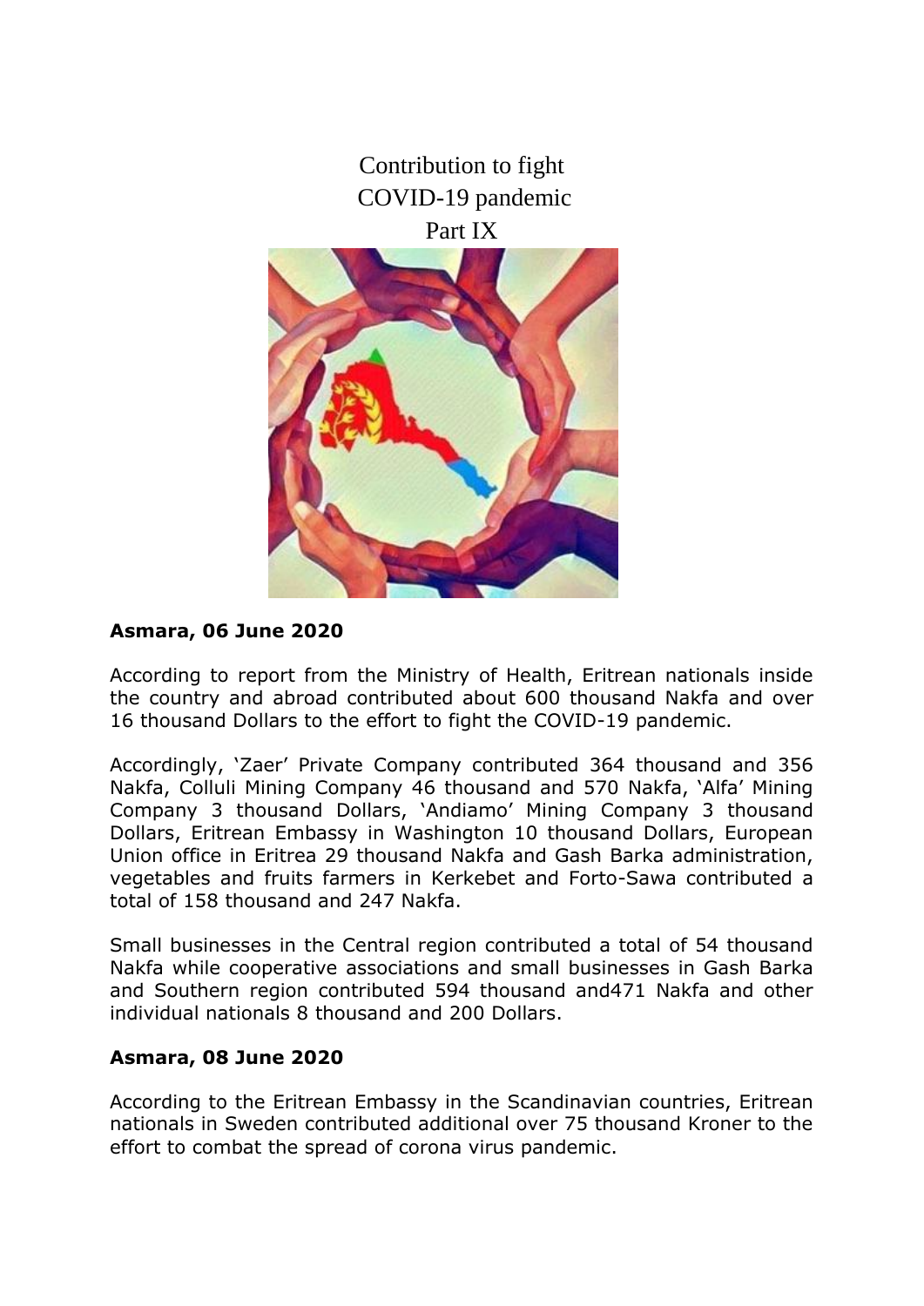# Contribution to fight COVID-19 pandemic Part IX

**Asmara, 06 June 2020**

According to report from the Ministry of Health, Eritrean nationals inside the country and abroad contributed about 600 thousand Nakfa and over 16 thousand Dollars to the effort to fight the COVID-19 pandemic.

Accordingly, 'Zaer' Private Company contributed 364 thousand and 356 Nakfa, Colluli Mining Company 46 thousand and 570 Nakfa, 'Alfa' Mining Company 3 thousand Dollars, 'Andiamo' Mining Company 3 thousand Dollars, Eritrean Embassy in Washington 10 thousand Dollars, European Union office in Eritrea 29 thousand Nakfa and Gash Barka administration, vegetables and fruits farmers in Kerkebet and Forto-Sawa contributed a total of 158 thousand and 247 Nakfa.

Small businesses in the Central region contributed a total of 54 thousand Nakfa while cooperative associations and small businesses in Gash Barka and Southern region contributed 594 thousand and471 Nakfa and other individual nationals 8 thousand and 200 Dollars.

**Asmara, 08 June 2020**

According to the Eritrean Embassy in the Scandinavian countries, Eritrean nationals in Sweden contributed additional over 75 thousand Kroner to the effort to combat the spread of corona virus pandemic.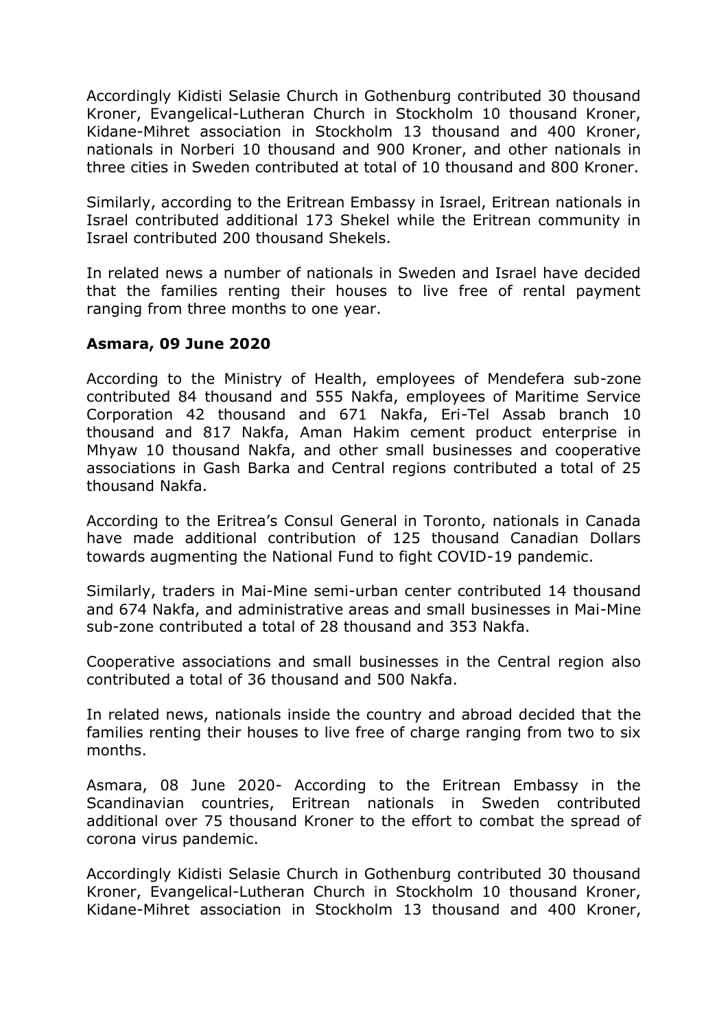Accordingly Kidisti Selasie Church in Gothenburg contributed 30 thousand Kroner, Evangelical-Lutheran Church in Stockholm 10 thousand Kroner, Kidane-Mihret association in Stockholm 13 thousand and 400 Kroner, nationals in Norberi 10 thousand and 900 Kroner, and other nationals in three cities in Sweden contributed at total of 10 thousand and 800 Kroner.

Similarly, according to the Eritrean Embassy in Israel, Eritrean nationals in Israel contributed additional 173 Shekel while the Eritrean community in Israel contributed 200 thousand Shekels.

In related news a number of nationals in Sweden and Israel have decided that the families renting their houses to live free of rental payment ranging from three months to one year.

**Asmara, 09 June 2020**

According to the Ministry of Health, employees of Mendefera sub-zone contributed 84 thousand and 555 Nakfa, employees of Maritime Service Corporation 42 thousand and 671 Nakfa, Eri-Tel Assab branch 10 thousand and 817 Nakfa, Aman Hakim cement product enterprise in Mhyaw 10 thousand Nakfa, and other small businesses and cooperative associations in Gash Barka and Central regions contributed a total of 25 thousand Nakfa.

According to the Eritrea's Consul General in Toronto, nationals in Canada have made additional contribution of 125 thousand Canadian Dollars towards augmenting the National Fund to fight COVID-19 pandemic.

Similarly, traders in Mai-Mine semi-urban center contributed 14 thousand and 674 Nakfa, and administrative areas and small businesses in Mai-Mine sub-zone contributed a total of 28 thousand and 353 Nakfa.

Cooperative associations and small businesses in the Central region also contributed a total of 36 thousand and 500 Nakfa.

In related news, nationals inside the country and abroad decided that the families renting their houses to live free of charge ranging from two to six months.

Asmara, 08 June 2020- According to the Eritrean Embassy in the Scandinavian countries, Eritrean nationals in Sweden contributed additional over 75 thousand Kroner to the effort to combat the spread of corona virus pandemic.

Accordingly Kidisti Selasie Church in Gothenburg contributed 30 thousand Kroner, Evangelical-Lutheran Church in Stockholm 10 thousand Kroner, Kidane-Mihret association in Stockholm 13 thousand and 400 Kroner,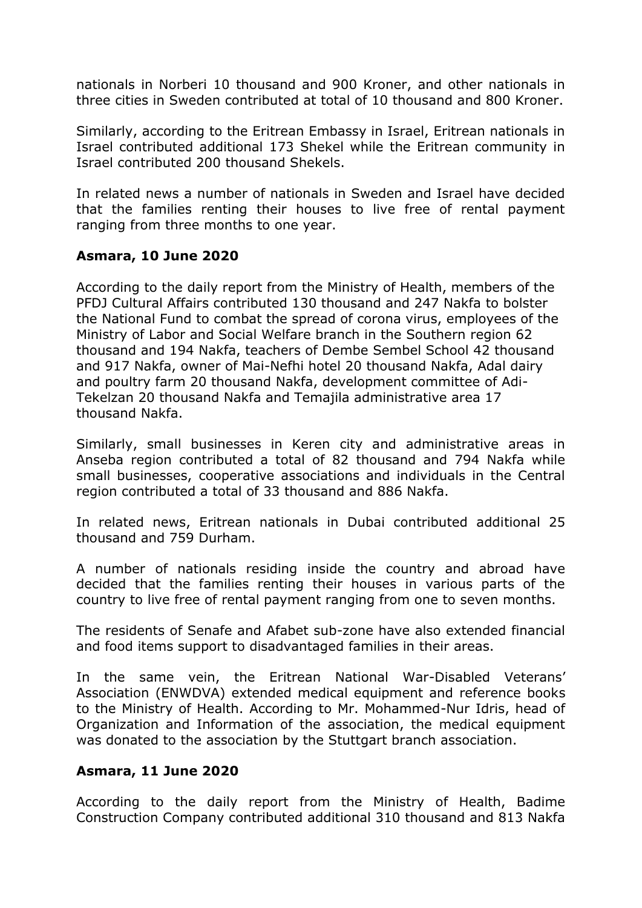nationals in Norberi 10 thousand and 900 Kroner, and other nationals in three cities in Sweden contributed at total of 10 thousand and 800 Kroner.

Similarly, according to the Eritrean Embassy in Israel, Eritrean nationals in Israel contributed additional 173 Shekel while the Eritrean community in Israel contributed 200 thousand Shekels.

In related news a number of nationals in Sweden and Israel have decided that the families renting their houses to live free of rental payment ranging from three months to one year.

**Asmara, 10 June 2020**

According to the daily report from the Ministry of Health, members of the PFDJ Cultural Affairs contributed 130 thousand and 247 Nakfa to bolster the National Fund to combat the spread of corona virus, employees of the Ministry of Labor and Social Welfare branch in the Southern region 62 thousand and 194 Nakfa, teachers of Dembe Sembel School 42 thousand and 917 Nakfa, owner of Mai-Nefhi hotel 20 thousand Nakfa, Adal dairy and poultry farm 20 thousand Nakfa, development committee of Adi-Tekelzan 20 thousand Nakfa and Temajila administrative area 17 thousand Nakfa.

Similarly, small businesses in Keren city and administrative areas in Anseba region contributed a total of 82 thousand and 794 Nakfa while small businesses, cooperative associations and individuals in the Central region contributed a total of 33 thousand and 886 Nakfa.

In related news, Eritrean nationals in Dubai contributed additional 25 thousand and 759 Durham.

A number of nationals residing inside the country and abroad have decided that the families renting their houses in various parts of the country to live free of rental payment ranging from one to seven months.

The residents of Senafe and Afabet sub-zone have also extended financial and food items support to disadvantaged families in their areas.

In the same vein, the Eritrean National War-Disabled Veterans' Association (ENWDVA) extended medical equipment and reference books to the Ministry of Health. According to Mr. Mohammed-Nur Idris, head of Organization and Information of the association, the medical equipment was donated to the association by the Stuttgart branch association.

**Asmara, 11 June 2020**

According to the daily report from the Ministry of Health, Badime Construction Company contributed additional 310 thousand and 813 Nakfa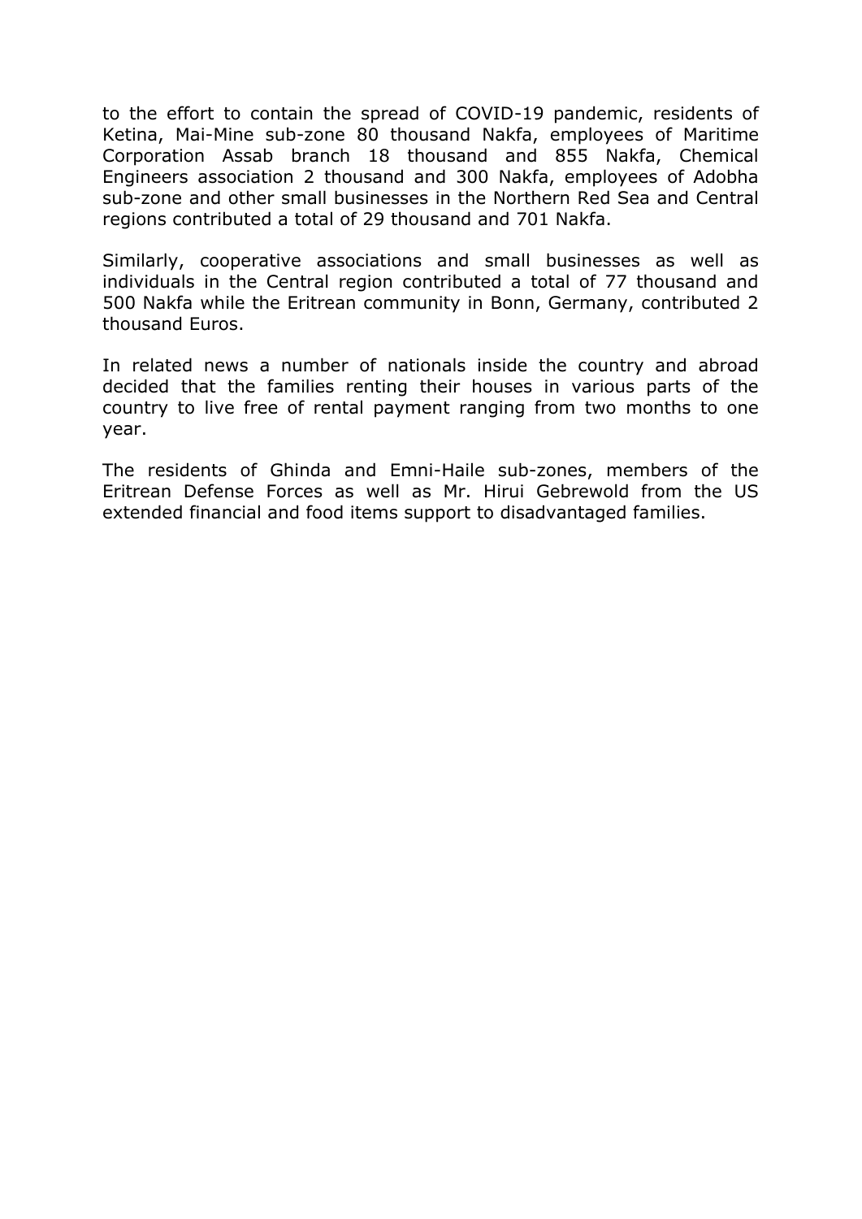to the effort to contain the spread of COVID-19 pandemic, residents of Ketina, Mai-Mine sub-zone 80 thousand Nakfa, employees of Maritime Corporation Assab branch 18 thousand and 855 Nakfa, Chemical Engineers association 2 thousand and 300 Nakfa, employees of Adobha sub-zone and other small businesses in the Northern Red Sea and Central regions contributed a total of 29 thousand and 701 Nakfa.

Similarly, cooperative associations and small businesses as well as individuals in the Central region contributed a total of 77 thousand and 500 Nakfa while the Eritrean community in Bonn, Germany, contributed 2 thousand Euros.

In related news a number of nationals inside the country and abroad decided that the families renting their houses in various parts of the country to live free of rental payment ranging from two months to one year.

The residents of Ghinda and Emni-Haile sub-zones, members of the Eritrean Defense Forces as well as Mr. Hirui Gebrewold from the US extended financial and food items support to disadvantaged families.